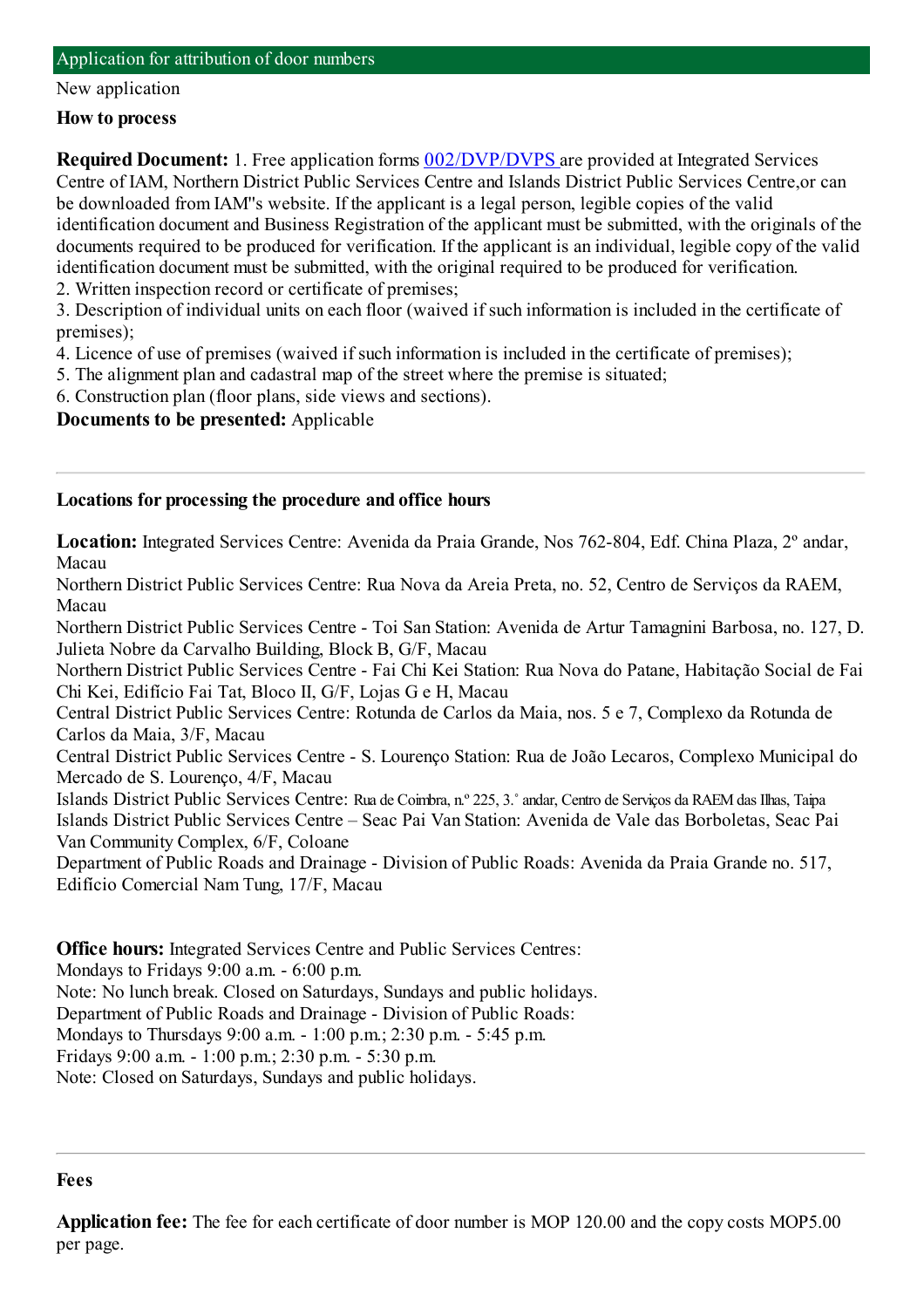## Application for attribution of door numbers

New application

### How to process

**Required Document:** 1. Free application forms [002/DVP/DVPS](002/DVP/DVPS) are provided at Integrated Services Centre of IAM, Northern District Public Services Centre and Islands District Public Services Centre,or can be downloaded from IAM"s website. If the applicant is a legal person, legible copies of the valid identification document and Business Registration of the applicant must be submitted, with the originals of the documents required to be produced for verification. If the applicant is an individual, legible copy of the valid identification document must be submitted, with the original required to be produced for verification.
2. Written inspection record or certificate of premises;
3. Description of individual units on each floor (waived if such information is included in the certificate of premises);
4. Licence of use of premises (waived if such information is included in the certificate of premises);
5. The alignment plan and cadastral map of the street where the premise is situated;
6. Construction plan (floor plans, side views and sections).

**Documents to be presented:** Applicable

---

### Locations for processing the procedure and office hours

**Location:** Integrated Services Centre: Avenida da Praia Grande, Nos 762-804, Edf. China Plaza, 2º andar, Macau
Northern District Public Services Centre: Rua Nova da Areia Preta, no. 52, Centro de Serviços da RAEM, Macau
Northern District Public Services Centre - Toi San Station: Avenida de Artur Tamagnini Barbosa, no. 127, D. Julieta Nobre da Carvalho Building, Block B, G/F, Macau
Northern District Public Services Centre - Fai Chi Kei Station: Rua Nova do Patane, Habitação Social de Fai Chi Kei, Edifício Fai Tat, Bloco II, G/F, Lojas G e H, Macau
Central District Public Services Centre: Rotunda de Carlos da Maia, nos. 5 e 7, Complexo da Rotunda de Carlos da Maia, 3/F, Macau
Central District Public Services Centre - S. Lourenço Station: Rua de João Lecaros, Complexo Municipal do Mercado de S. Lourenço, 4/F, Macau
Islands District Public Services Centre: Rua de Coimbra, n.º 225, 3.˚ andar, Centro de Serviços da RAEM das Ilhas, Taipa
Islands District Public Services Centre – Seac Pai Van Station: Avenida de Vale das Borboletas, Seac Pai Van Community Complex, 6/F, Coloane
Department of Public Roads and Drainage - Division of Public Roads: Avenida da Praia Grande no. 517, Edifício Comercial Nam Tung, 17/F, Macau

**Office hours:** Integrated Services Centre and Public Services Centres:
Mondays to Fridays 9:00 a.m. - 6:00 p.m.
Note: No lunch break. Closed on Saturdays, Sundays and public holidays.
Department of Public Roads and Drainage - Division of Public Roads:
Mondays to Thursdays 9:00 a.m. - 1:00 p.m.; 2:30 p.m. - 5:45 p.m.
Fridays 9:00 a.m. - 1:00 p.m.; 2:30 p.m. - 5:30 p.m.
Note: Closed on Saturdays, Sundays and public holidays.

---

### Fees

**Application fee:** The fee for each certificate of door number is MOP 120.00 and the copy costs MOP5.00 per page.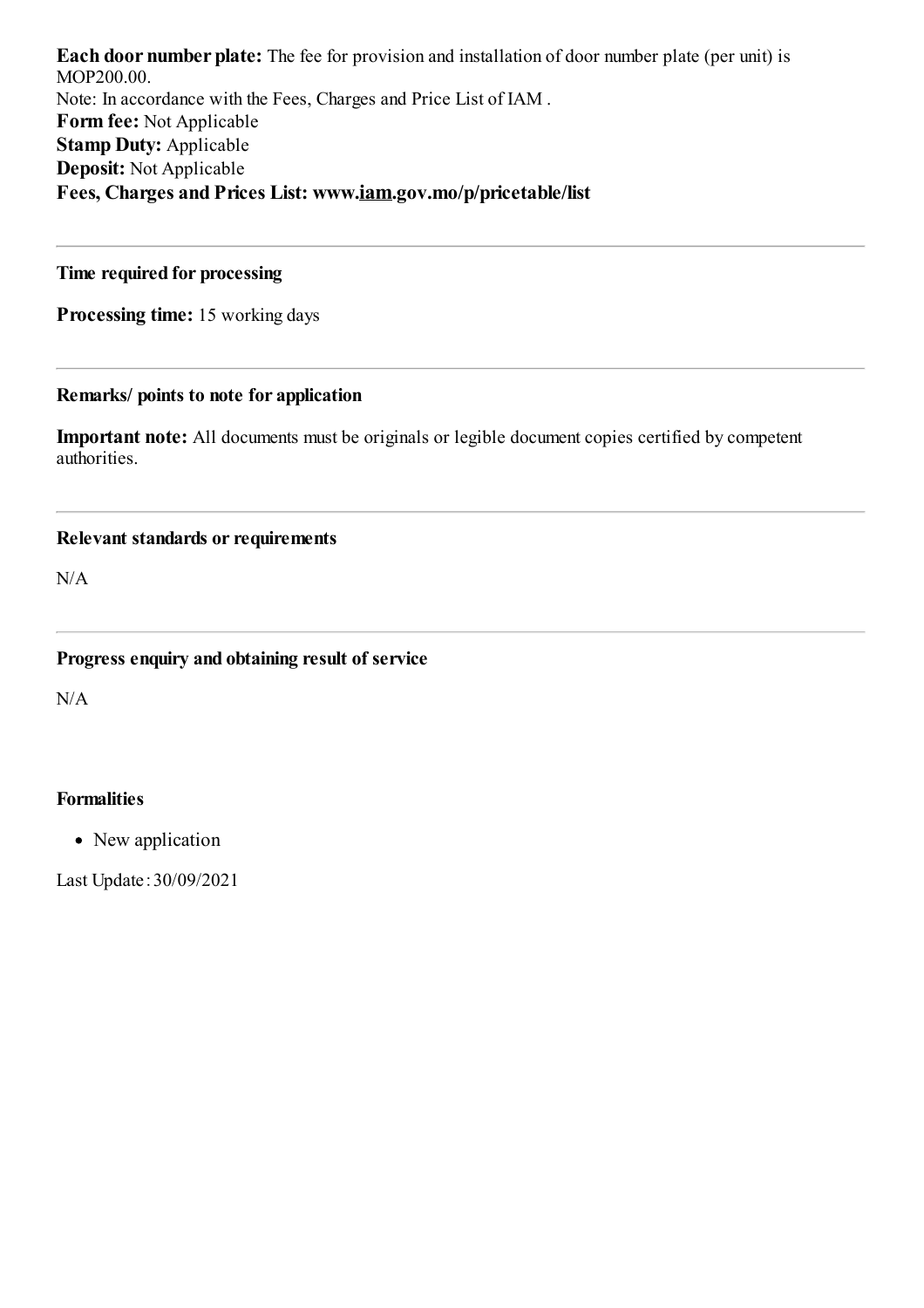**Each door number plate:** The fee for provision and installation of door number plate (per unit) is MOP200.00.
Note: In accordance with the Fees, Charges and Price List of IAM .
**Form fee:** Not Applicable
**Stamp Duty:** Applicable
**Deposit:** Not Applicable
**Fees, Charges and Prices List: www.iam.gov.mo/p/pricetable/list**

---

### Time required for processing

**Processing time:** 15 working days

---

### Remarks/ points to note for application

**Important note:** All documents must be originals or legible document copies certified by competent authorities.

---

### Relevant standards or requirements

N/A

---

### Progress enquiry and obtaining result of service

N/A

### Formalities

- New application

Last Update : 30/09/2021